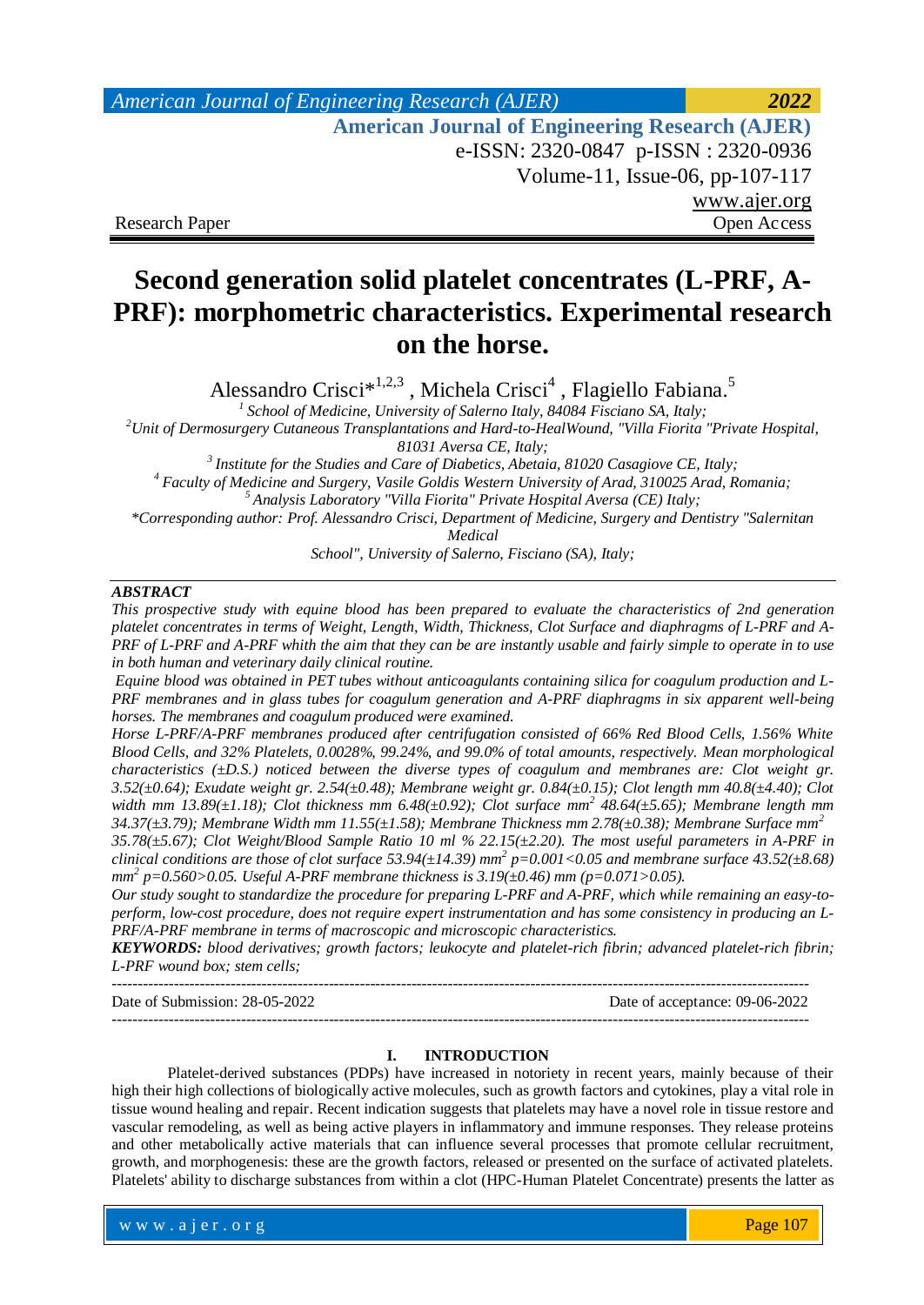Research Paper | Open Access

# Second generation solid platelet concentrates (L-PRF, A-PRF): morphometric characteristics. Experimental research on the horse.

Alessandro Crisci*[1,2,3] , Michela Crisci[4] , Flagiello Fabiana.[5]

[1] *School of Medicine, University of Salerno Italy, 84084 Fisciano SA, Italy;*
[2] *Unit of Dermosurgery Cutaneous Transplantations and Hard-to-HealWound, "Villa Fiorita "Private Hospital, 81031 Aversa CE, Italy;*
[3] *Institute for the Studies and Care of Diabetics, Abetaia, 81020 Casagiove CE, Italy;*
[4] *Faculty of Medicine and Surgery, Vasile Goldis Western University of Arad, 310025 Arad, Romania;*
[5] *Analysis Laboratory "Villa Fiorita" Private Hospital Aversa (CE) Italy;*
*\*Corresponding author: Prof. Alessandro Crisci, Department of Medicine, Surgery and Dentistry "Salernitan Medical School", University of Salerno, Fisciano (SA), Italy;*

***ABSTRACT***

*This prospective study with equine blood has been prepared to evaluate the characteristics of 2nd generation platelet concentrates in terms of Weight, Length, Width, Thickness, Clot Surface and diaphragms of L-PRF and A-PRF of L-PRF and A-PRF whith the aim that they can be are instantly usable and fairly simple to operate in to use in both human and veterinary daily clinical routine.*

*Equine blood was obtained in PET tubes without anticoagulants containing silica for coagulum production and L-PRF membranes and in glass tubes for coagulum generation and A-PRF diaphragms in six apparent well-being horses. The membranes and coagulum produced were examined.*

*Horse L-PRF/A-PRF membranes produced after centrifugation consisted of 66% Red Blood Cells, 1.56% White Blood Cells, and 32% Platelets, 0.0028%, 99.24%, and 99.0% of total amounts, respectively. Mean morphological characteristics (±D.S.) noticed between the diverse types of coagulum and membranes are: Clot weight gr. 3.52(±0.64); Exudate weight gr. 2.54(±0.48); Membrane weight gr. 0.84(±0.15); Clot length mm 40.8(±4.40); Clot width mm 13.89(±1.18); Clot thickness mm 6.48(±0.92); Clot surface mm$^2$ 48.64(±5.65); Membrane length mm 34.37(±3.79); Membrane Width mm 11.55(±1.58); Membrane Thickness mm 2.78(±0.38); Membrane Surface mm$^2$ 35.78(±5.67); Clot Weight/Blood Sample Ratio 10 ml % 22.15(±2.20). The most useful parameters in A-PRF in clinical conditions are those of clot surface 53.94(±14.39) mm$^2$ $p=0.001<0.05$ and membrane surface 43.52(±8.68) mm$^2$ $p=0.560>0.05$. Useful A-PRF membrane thickness is 3.19(±0.46) mm ($p=0.071>0.05$).*

*Our study sought to standardize the procedure for preparing L-PRF and A-PRF, which while remaining an easy-to-perform, low-cost procedure, does not require expert instrumentation and has some consistency in producing an L-PRF/A-PRF membrane in terms of macroscopic and microscopic characteristics.*

***KEYWORDS:*** *blood derivatives; growth factors; leukocyte and platelet-rich fibrin; advanced platelet-rich fibrin; L-PRF wound box; stem cells;*

---

Date of Submission: 28-05-2022 | Date of acceptance: 09-06-2022

---

## I. INTRODUCTION

Platelet-derived substances (PDPs) have increased in notoriety in recent years, mainly because of their high their high collections of biologically active molecules, such as growth factors and cytokines, play a vital role in tissue wound healing and repair. Recent indication suggests that platelets may have a novel role in tissue restore and vascular remodeling, as well as being active players in inflammatory and immune responses. They release proteins and other metabolically active materials that can influence several processes that promote cellular recruitment, growth, and morphogenesis: these are the growth factors, released or presented on the surface of activated platelets. Platelets' ability to discharge substances from within a clot (HPC-Human Platelet Concentrate) presents the latter as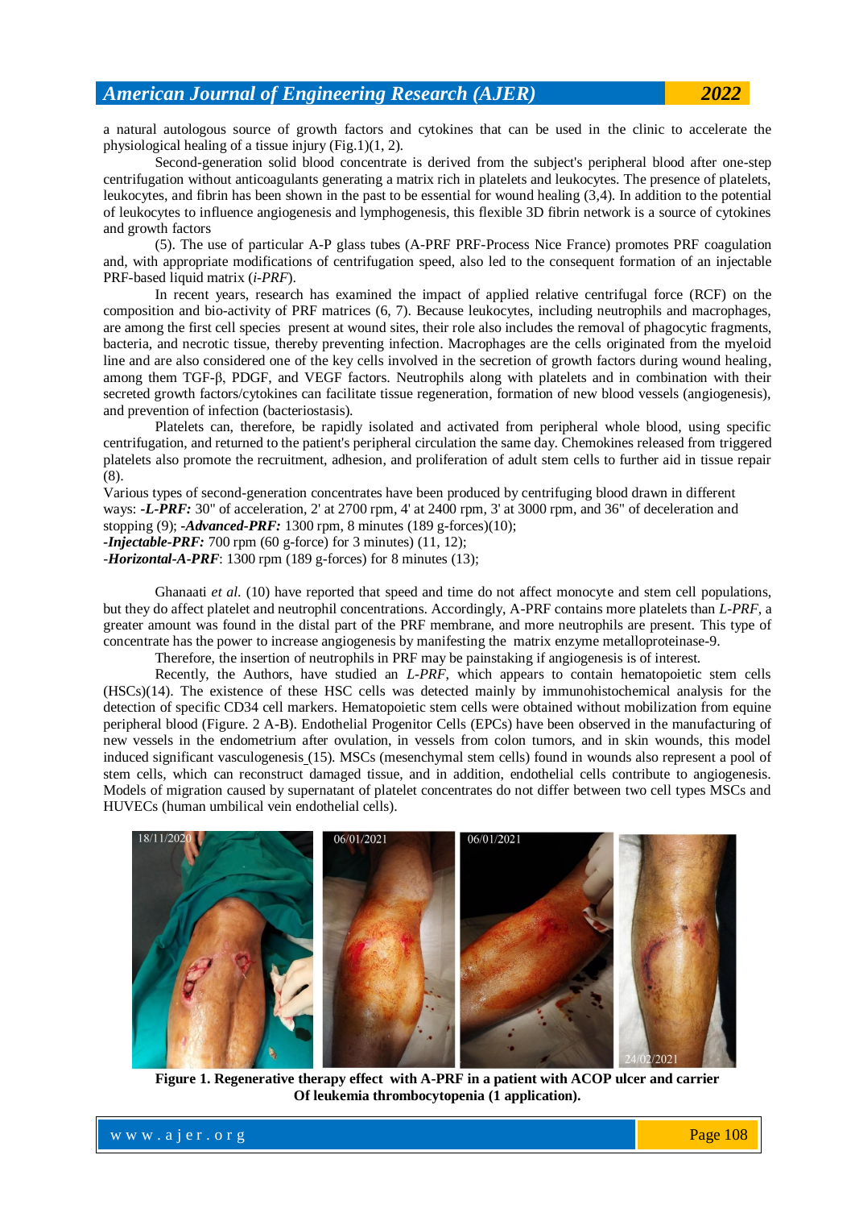a natural autologous source of growth factors and cytokines that can be used in the clinic to accelerate the physiological healing of a tissue injury (Fig.1)(1, 2).

Second-generation solid blood concentrate is derived from the subject's peripheral blood after one-step centrifugation without anticoagulants generating a matrix rich in platelets and leukocytes. The presence of platelets, leukocytes, and fibrin has been shown in the past to be essential for wound healing (3,4). In addition to the potential of leukocytes to influence angiogenesis and lymphogenesis, this flexible 3D fibrin network is a source of cytokines and growth factors

(5). The use of particular A-P glass tubes (A-PRF PRF-Process Nice France) promotes PRF coagulation and, with appropriate modifications of centrifugation speed, also led to the consequent formation of an injectable PRF-based liquid matrix (*i-PRF*).

In recent years, research has examined the impact of applied relative centrifugal force (RCF) on the composition and bio-activity of PRF matrices (6, 7). Because leukocytes, including neutrophils and macrophages, are among the first cell species present at wound sites, their role also includes the removal of phagocytic fragments, bacteria, and necrotic tissue, thereby preventing infection. Macrophages are the cells originated from the myeloid line and are also considered one of the key cells involved in the secretion of growth factors during wound healing, among them TGF-β, PDGF, and VEGF factors. Neutrophils along with platelets and in combination with their secreted growth factors/cytokines can facilitate tissue regeneration, formation of new blood vessels (angiogenesis), and prevention of infection (bacteriostasis).

Platelets can, therefore, be rapidly isolated and activated from peripheral whole blood, using specific centrifugation, and returned to the patient's peripheral circulation the same day. Chemokines released from triggered platelets also promote the recruitment, adhesion, and proliferation of adult stem cells to further aid in tissue repair (8).

Various types of second-generation concentrates have been produced by centrifuging blood drawn in different ways: ***-L-PRF:*** 30" of acceleration, 2' at 2700 rpm, 4' at 2400 rpm, 3' at 3000 rpm, and 36" of deceleration and stopping (9); ***-Advanced-PRF:*** 1300 rpm, 8 minutes (189 g-forces)(10);
***-Injectable-PRF:*** 700 rpm (60 g-force) for 3 minutes) (11, 12);
***-Horizontal-A-PRF***: 1300 rpm (189 g-forces) for 8 minutes (13);

Ghanaati *et al.* (10) have reported that speed and time do not affect monocyte and stem cell populations, but they do affect platelet and neutrophil concentrations. Accordingly, A-PRF contains more platelets than *L-PRF*, a greater amount was found in the distal part of the PRF membrane, and more neutrophils are present. This type of concentrate has the power to increase angiogenesis by manifesting the matrix enzyme metalloproteinase-9.

Therefore, the insertion of neutrophils in PRF may be painstaking if angiogenesis is of interest.

Recently, the Authors, have studied an *L-PRF*, which appears to contain hematopoietic stem cells (HSCs)(14). The existence of these HSC cells was detected mainly by immunohistochemical analysis for the detection of specific CD34 cell markers. Hematopoietic stem cells were obtained without mobilization from equine peripheral blood (Figure. 2 A-B). Endothelial Progenitor Cells (EPCs) have been observed in the manufacturing of new vessels in the endometrium after ovulation, in vessels from colon tumors, and in skin wounds, this model induced significant vasculogenesis (15). MSCs (mesenchymal stem cells) found in wounds also represent a pool of stem cells, which can reconstruct damaged tissue, and in addition, endothelial cells contribute to angiogenesis. Models of migration caused by supernatant of platelet concentrates do not differ between two cell types MSCs and HUVECs (human umbilical vein endothelial cells).

**Figure 1. Regenerative therapy effect with A-PRF in a patient with ACOP ulcer and carrier Of leukemia thrombocytopenia (1 application).**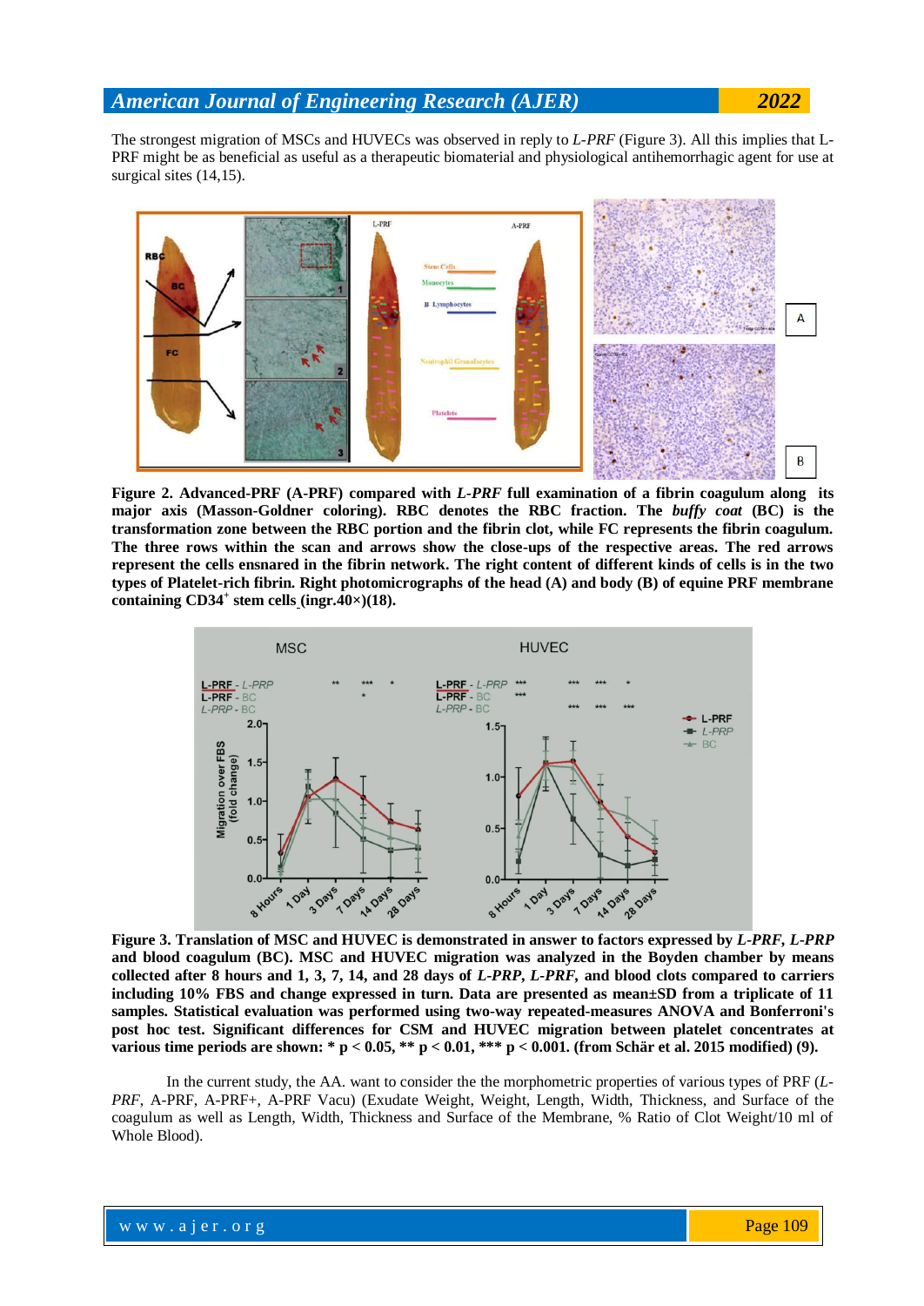The strongest migration of MSCs and HUVECs was observed in reply to *L-PRF* (Figure 3). All this implies that L-PRF might be as beneficial as useful as a therapeutic biomaterial and physiological antihemorrhagic agent for use at surgical sites (14,15).

**Figure 2. Advanced-PRF (A-PRF) compared with *L-PRF* full examination of a fibrin coagulum along its major axis (Masson-Goldner coloring). RBC denotes the RBC fraction. The *buffy coat* (BC) is the transformation zone between the RBC portion and the fibrin clot, while FC represents the fibrin coagulum. The three rows within the scan and arrows show the close-ups of the respective areas. The red arrows represent the cells ensnared in the fibrin network. The right content of different kinds of cells is in the two types of Platelet-rich fibrin. Right photomicrographs of the head (A) and body (B) of equine PRF membrane containing CD34$^{+}$ stem cells (ingr.40×)(18).**

**Figure 3. Translation of MSC and HUVEC is demonstrated in answer to factors expressed by *L-PRF*, *L-PRP* and blood coagulum (BC). MSC and HUVEC migration was analyzed in the Boyden chamber by means collected after 8 hours and 1, 3, 7, 14, and 28 days of *L-PRP*, *L-PRF*, and blood clots compared to carriers including 10% FBS and change expressed in turn. Data are presented as mean±SD from a triplicate of 11 samples. Statistical evaluation was performed using two-way repeated-measures ANOVA and Bonferroni's post hoc test. Significant differences for CSM and HUVEC migration between platelet concentrates at various time periods are shown: * $p < 0.05$, ** $p < 0.01$, *** $p < 0.001$. (from Schär et al. 2015 modified) (9).**

In the current study, the AA. want to consider the the morphometric properties of various types of PRF (*L-PRF*, A-PRF, A-PRF+, A-PRF Vacu) (Exudate Weight, Weight, Length, Width, Thickness, and Surface of the coagulum as well as Length, Width, Thickness and Surface of the Membrane, % Ratio of Clot Weight/10 ml of Whole Blood).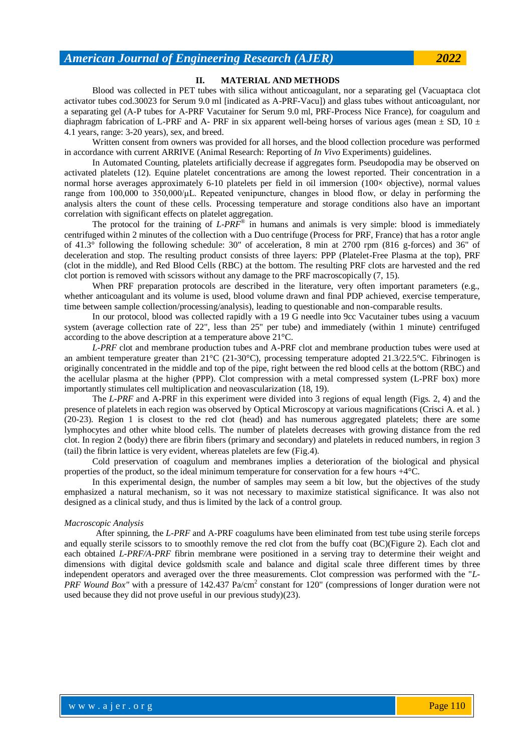## II. MATERIAL AND METHODS

Blood was collected in PET tubes with silica without anticoagulant, nor a separating gel (Vacuaptaca clot activator tubes cod.30023 for Serum 9.0 ml [indicated as A-PRF-Vacu]) and glass tubes without anticoagulant, nor a separating gel (A-P tubes for A-PRF Vacutainer for Serum 9.0 ml, PRF-Process Nice France), for coagulum and diaphragm fabrication of L-PRF and A- PRF in six apparent well-being horses of various ages (mean ± SD, 10 ± 4.1 years, range: 3-20 years), sex, and breed.

Written consent from owners was provided for all horses, and the blood collection procedure was performed in accordance with current ARRIVE (Animal Research: Reporting of *In Vivo* Experiments) guidelines.

In Automated Counting, platelets artificially decrease if aggregates form. Pseudopodia may be observed on activated platelets (12). Equine platelet concentrations are among the lowest reported. Their concentration in a normal horse averages approximately 6-10 platelets per field in oil immersion (100× objective), normal values range from 100,000 to 350,000/µL. Repeated venipuncture, changes in blood flow, or delay in performing the analysis alters the count of these cells. Processing temperature and storage conditions also have an important correlation with significant effects on platelet aggregation.

The protocol for the training of *L-PRF®* in humans and animals is very simple: blood is immediately centrifuged within 2 minutes of the collection with a Duo centrifuge (Process for PRF, France) that has a rotor angle of 41.3° following the following schedule: 30" of acceleration, 8 min at 2700 rpm (816 g-forces) and 36" of deceleration and stop. The resulting product consists of three layers: PPP (Platelet-Free Plasma at the top), PRF (clot in the middle), and Red Blood Cells (RBC) at the bottom. The resulting PRF clots are harvested and the red clot portion is removed with scissors without any damage to the PRF macroscopically (7, 15).

When PRF preparation protocols are described in the literature, very often important parameters (e.g., whether anticoagulant and its volume is used, blood volume drawn and final PDP achieved, exercise temperature, time between sample collection/processing/analysis), leading to questionable and non-comparable results.

In our protocol, blood was collected rapidly with a 19 G needle into 9cc Vacutainer tubes using a vacuum system (average collection rate of 22", less than 25" per tube) and immediately (within 1 minute) centrifuged according to the above description at a temperature above 21°C.

*L-PRF* clot and membrane production tubes and A-PRF clot and membrane production tubes were used at an ambient temperature greater than 21°C (21-30°C), processing temperature adopted 21.3/22.5°C. Fibrinogen is originally concentrated in the middle and top of the pipe, right between the red blood cells at the bottom (RBC) and the acellular plasma at the higher (PPP). Clot compression with a metal compressed system (L-PRF box) more importantly stimulates cell multiplication and neovascularization (18, 19).

The *L-PRF* and A-PRF in this experiment were divided into 3 regions of equal length (Figs. 2, 4) and the presence of platelets in each region was observed by Optical Microscopy at various magnifications (Crisci A. et al. ) (20-23). Region 1 is closest to the red clot (head) and has numerous aggregated platelets; there are some lymphocytes and other white blood cells. The number of platelets decreases with growing distance from the red clot. In region 2 (body) there are fibrin fibers (primary and secondary) and platelets in reduced numbers, in region 3 (tail) the fibrin lattice is very evident, whereas platelets are few (Fig.4).

Cold preservation of coagulum and membranes implies a deterioration of the biological and physical properties of the product, so the ideal minimum temperature for conservation for a few hours +4°C.

In this experimental design, the number of samples may seem a bit low, but the objectives of the study emphasized a natural mechanism, so it was not necessary to maximize statistical significance. It was also not designed as a clinical study, and thus is limited by the lack of a control group.

*Macroscopic Analysis*

After spinning, the *L-PRF* and A-PRF coagulums have been eliminated from test tube using sterile forceps and equally sterile scissors to to smoothly remove the red clot from the buffy coat (BC)(Figure 2). Each clot and each obtained *L-PRF/A-PRF* fibrin membrane were positioned in a serving tray to determine their weight and dimensions with digital device goldsmith scale and balance and digital scale three different times by three independent operators and averaged over the three measurements. Clot compression was performed with the "*L-PRF Wound Box"* with a pressure of 142.437 Pa/cm$^2$ constant for 120" (compressions of longer duration were not used because they did not prove useful in our previous study)(23).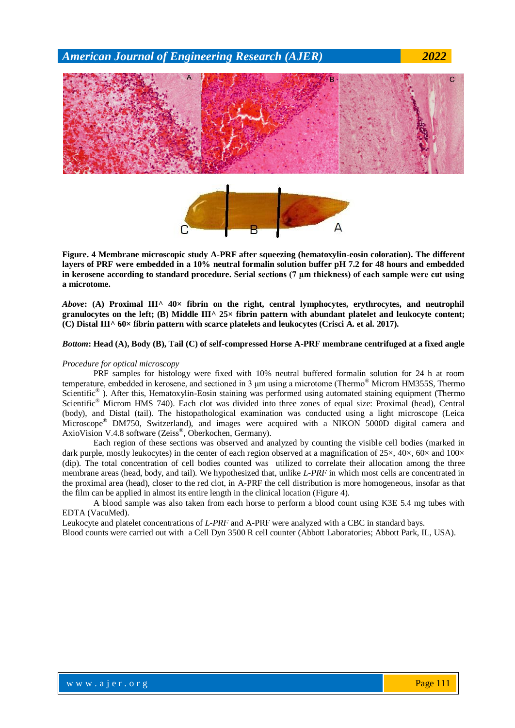**Figure. 4 Membrane microscopic study A-PRF after squeezing (hematoxylin-eosin coloration). The different layers of PRF were embedded in a 10% neutral formalin solution buffer pH 7.2 for 48 hours and embedded in kerosene according to standard procedure. Serial sections (7 µm thickness) of each sample were cut using a microtome.**

***Above*: (A) Proximal III^ 40× fibrin on the right, central lymphocytes, erythrocytes, and neutrophil granulocytes on the left; (B) Middle III^ 25× fibrin pattern with abundant platelet and leukocyte content; (C) Distal III^ 60× fibrin pattern with scarce platelets and leukocytes (Crisci A. et al. 2017).**

***Bottom*: Head (A), Body (B), Tail (C) of self-compressed Horse A-PRF membrane centrifuged at a fixed angle**

*Procedure for optical microscopy*

PRF samples for histology were fixed with 10% neutral buffered formalin solution for 24 h at room temperature, embedded in kerosene, and sectioned in 3 µm using a microtome (Thermo® Microm HM355S, Thermo Scientific® ). After this, Hematoxylin-Eosin staining was performed using automated staining equipment (Thermo Scientific® Microm HMS 740). Each clot was divided into three zones of equal size: Proximal (head), Central (body), and Distal (tail). The histopathological examination was conducted using a light microscope (Leica Microscope® DM750, Switzerland), and images were acquired with a NIKON 5000D digital camera and AxioVision V.4.8 software (Zeiss®, Oberkochen, Germany).

Each region of these sections was observed and analyzed by counting the visible cell bodies (marked in dark purple, mostly leukocytes) in the center of each region observed at a magnification of 25×, 40×, 60× and 100× (dip). The total concentration of cell bodies counted was utilized to correlate their allocation among the three membrane areas (head, body, and tail). We hypothesized that, unlike *L-PRF* in which most cells are concentrated in the proximal area (head), closer to the red clot, in A-PRF the cell distribution is more homogeneous, insofar as that the film can be applied in almost its entire length in the clinical location (Figure 4).

A blood sample was also taken from each horse to perform a blood count using K3E 5.4 mg tubes with EDTA (VacuMed).

Leukocyte and platelet concentrations of *L-PRF* and A-PRF were analyzed with a CBC in standard bays.

Blood counts were carried out with a Cell Dyn 3500 R cell counter (Abbott Laboratories; Abbott Park, IL, USA).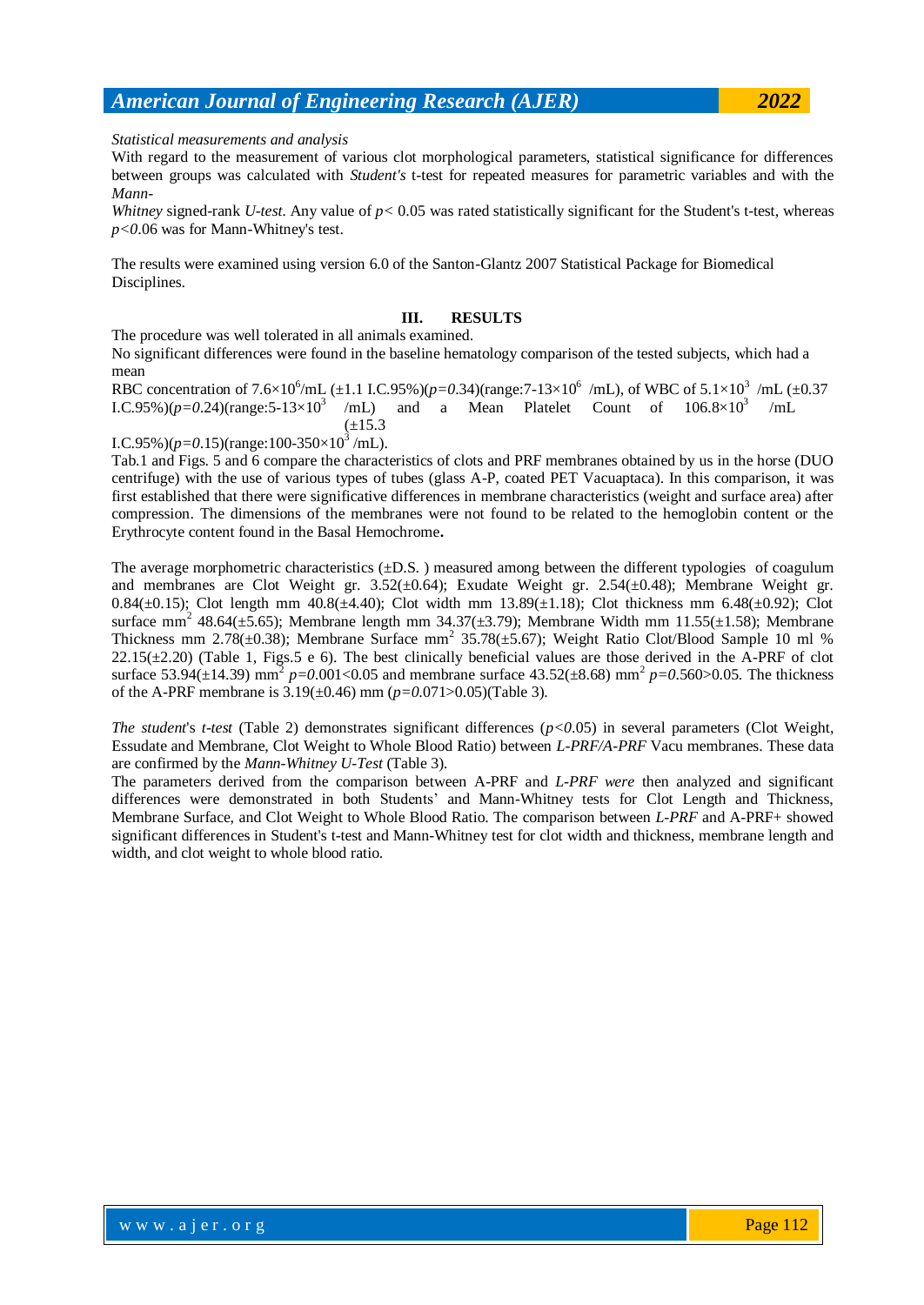*Statistical measurements and analysis*

With regard to the measurement of various clot morphological parameters, statistical significance for differences between groups was calculated with *Student's* t-test for repeated measures for parametric variables and with the *Mann-Whitney* signed-rank *U-test*. Any value of $p < 0.05$ was rated statistically significant for the Student's t-test, whereas $p<0.06$ was for Mann-Whitney's test.

The results were examined using version 6.0 of the Santon-Glantz 2007 Statistical Package for Biomedical Disciplines.

## III. RESULTS

The procedure was well tolerated in all animals examined.

No significant differences were found in the baseline hematology comparison of the tested subjects, which had a mean RBC concentration of $7.6\times10^6$/mL (±1.1 I.C.95%)($p=0.34$)(range:$7\text{-}13\times10^6$ /mL), of WBC of $5.1\times10^3$ /mL (±0.37 I.C.95%)($p=0.24$)(range:$5\text{-}13\times10^3$ /mL) and a Mean Platelet Count of $106.8\times10^3$ /mL (±15.3 I.C.95%)($p=0.15$)(range:$100\text{-}350\times10^3$ /mL).

Tab.1 and Figs. 5 and 6 compare the characteristics of clots and PRF membranes obtained by us in the horse (DUO centrifuge) with the use of various types of tubes (glass A-P, coated PET Vacuaptaca). In this comparison, it was first established that there were significative differences in membrane characteristics (weight and surface area) after compression. The dimensions of the membranes were not found to be related to the hemoglobin content or the Erythrocyte content found in the Basal Hemochrome**.**

The average morphometric characteristics (±D.S. ) measured among between the different typologies of coagulum and membranes are Clot Weight gr. 3.52(±0.64); Exudate Weight gr. 2.54(±0.48); Membrane Weight gr. 0.84(±0.15); Clot length mm 40.8(±4.40); Clot width mm 13.89(±1.18); Clot thickness mm 6.48(±0.92); Clot surface mm$^2$ 48.64(±5.65); Membrane length mm 34.37(±3.79); Membrane Width mm 11.55(±1.58); Membrane Thickness mm 2.78(±0.38); Membrane Surface mm$^2$ 35.78(±5.67); Weight Ratio Clot/Blood Sample 10 ml % 22.15(±2.20) (Table 1, Figs.5 e 6). The best clinically beneficial values are those derived in the A-PRF of clot surface 53.94(±14.39) mm$^2$ $p=0.001<0.05$ and membrane surface 43.52(±8.68) mm$^2$ $p=0.560>0.05$. The thickness of the A-PRF membrane is 3.19(±0.46) mm ($p=0.071>0.05$)(Table 3).

*The student*'s *t-test* (Table 2) demonstrates significant differences ($p<0.05$) in several parameters (Clot Weight, Essudate and Membrane, Clot Weight to Whole Blood Ratio) between *L-PRF/A-PRF* Vacu membranes. These data are confirmed by the *Mann-Whitney U-Test* (Table 3).

The parameters derived from the comparison between A-PRF and *L-PRF were* then analyzed and significant differences were demonstrated in both Students' and Mann-Whitney tests for Clot Length and Thickness, Membrane Surface, and Clot Weight to Whole Blood Ratio. The comparison between *L-PRF* and A-PRF+ showed significant differences in Student's t-test and Mann-Whitney test for clot width and thickness, membrane length and width, and clot weight to whole blood ratio.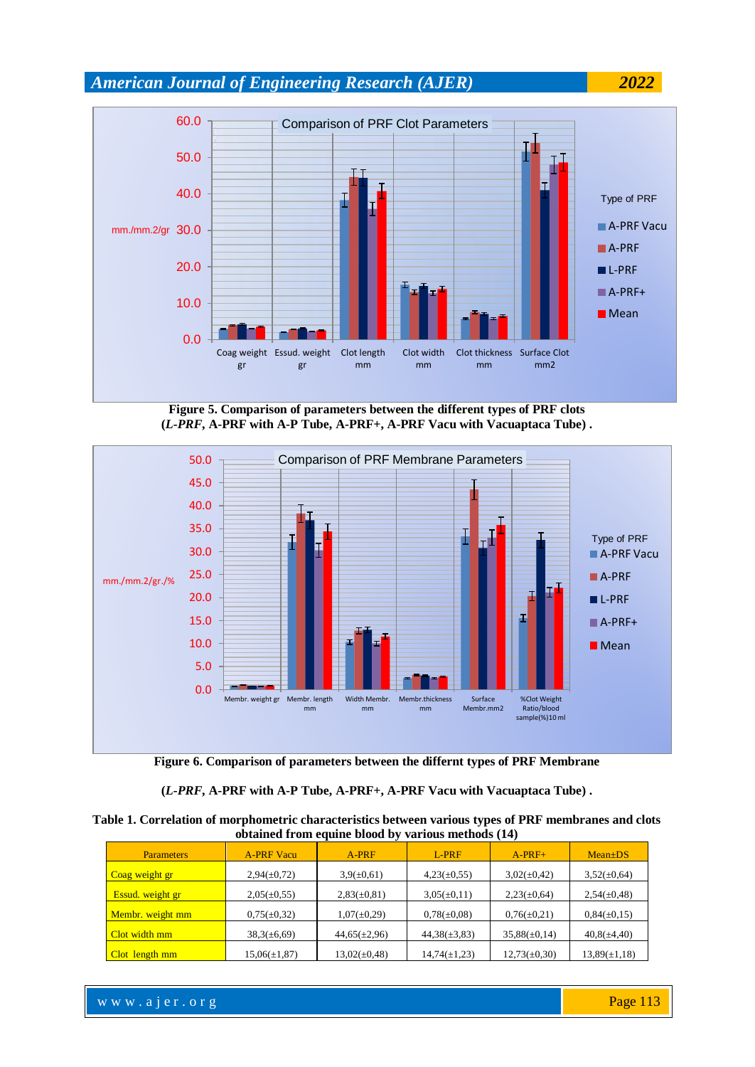**Figure 5. Comparison of parameters between the different types of PRF clots (*L-PRF*, A-PRF with A-P Tube, A-PRF+, A-PRF Vacu with Vacuaptaca Tube) .**

**Figure 6. Comparison of parameters between the differnt types of PRF Membrane**

**(*L-PRF*, A-PRF with A-P Tube, A-PRF+, A-PRF Vacu with Vacuaptaca Tube) .**

**Table 1. Correlation of morphometric characteristics between various types of PRF membranes and clots obtained from equine blood by various methods (14)**

| Parameters | A-PRF Vacu | A-PRF | L-PRF | A-PRF+ | Mean±DS |
|---|---|---|---|---|---|
| Coag weight gr | 2,94(±0,72) | 3,9(±0,61) | 4,23(±0,55) | 3,02(±0,42) | 3,52(±0,64) |
| Essud. weight gr | 2,05(±0,55) | 2,83(±0,81) | 3,05(±0,11) | 2,23(±0,64) | 2,54(±0,48) |
| Membr. weight mm | 0,75(±0,32) | 1,07(±0,29) | 0,78(±0,08) | 0,76(±0,21) | 0,84(±0,15) |
| Clot width mm | 38,3(±6,69) | 44,65(±2,96) | 44,38(±3,83) | 35,88(±0,14) | 40,8(±4,40) |
| Clot length mm | 15,06(±1,87) | 13,02(±0,48) | 14,74(±1,23) | 12,73(±0,30) | 13,89(±1,18) |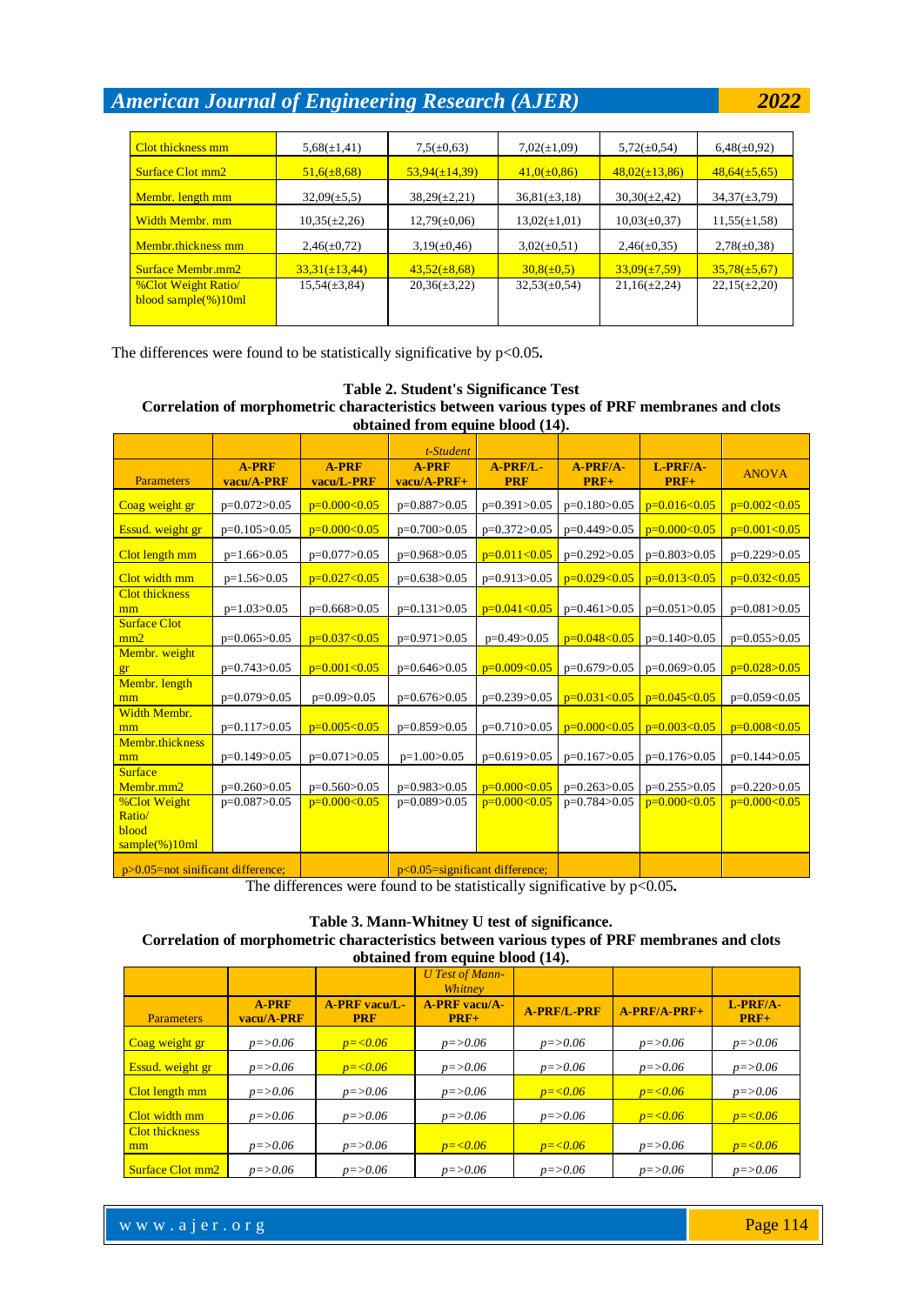| Clot thickness mm | 5,68(±1,41) | 7,5(±0,63) | 7,02(±1,09) | 5,72(±0,54) | 6,48(±0,92) |
|---|---|---|---|---|---|
| Surface Clot mm2 | 51,6(±8,68) | 53,94(±14,39) | 41,0(±0,86) | 48,02(±13,86) | 48,64(±5,65) |
| Membr. length mm | 32,09(±5,5) | 38,29(±2,21) | 36,81(±3,18) | 30,30(±2,42) | 34,37(±3,79) |
| Width Membr. mm | 10,35(±2,26) | 12,79(±0,06) | 13,02(±1,01) | 10,03(±0,37) | 11,55(±1,58) |
| Membr.thickness mm | 2,46(±0,72) | 3,19(±0,46) | 3,02(±0,51) | 2,46(±0,35) | 2,78(±0,38) |
| Surface Membr.mm2 | 33,31(±13,44) | 43,52(±8,68) | 30,8(±0,5) | 33,09(±7,59) | 35,78(±5,67) |
| %Clot Weight Ratio/ blood sample(%)10ml | 15,54(±3,84) | 20,36(±3,22) | 32,53(±0,54) | 21,16(±2,24) | 22,15(±2,20) |

The differences were found to be statistically significative by $p<0.05$.

**Table 2. Student's Significance Test**
**Correlation of morphometric characteristics between various types of PRF membranes and clots obtained from equine blood (14).**

| | | | *t-Student* | | | | |
|---|---|---|---|---|---|---|---|
| Parameters | **A-PRF vacu/A-PRF** | **A-PRF vacu/L-PRF** | **A-PRF vacu/A-PRF+** | **A-PRF/L-PRF** | **A-PRF/A-PRF+** | **L-PRF/A-PRF+** | **ANOVA** |
| Coag weight gr | p=0.072>0.05 | p=0.000<0.05 | p=0.887>0.05 | p=0.391>0.05 | p=0.180>0.05 | p=0.016<0.05 | p=0.002<0.05 |
| Essud. weight gr | p=0.105>0.05 | p=0.000<0.05 | p=0.700>0.05 | p=0.372>0.05 | p=0.449>0.05 | p=0.000<0.05 | p=0.001<0.05 |
| Clot length mm | p=1.66>0.05 | p=0.077>0.05 | p=0.968>0.05 | p=0.011<0.05 | p=0.292>0.05 | p=0.803>0.05 | p=0.229>0.05 |
| Clot width mm | p=1.56>0.05 | p=0.027<0.05 | p=0.638>0.05 | p=0.913>0.05 | p=0.029<0.05 | p=0.013<0.05 | p=0.032<0.05 |
| Clot thickness mm | p=1.03>0.05 | p=0.668>0.05 | p=0.131>0.05 | p=0.041<0.05 | p=0.461>0.05 | p=0.051>0.05 | p=0.081>0.05 |
| Surface Clot mm2 | p=0.065>0.05 | p=0.037<0.05 | p=0.971>0.05 | p=0.49>0.05 | p=0.048<0.05 | p=0.140>0.05 | p=0.055>0.05 |
| Membr. weight gr | p=0.743>0.05 | p=0.001<0.05 | p=0.646>0.05 | p=0.009<0.05 | p=0.679>0.05 | p=0.069>0.05 | p=0.028>0.05 |
| Membr. length mm | p=0.079>0.05 | p=0.09>0.05 | p=0.676>0.05 | p=0.239>0.05 | p=0.031<0.05 | p=0.045<0.05 | p=0.059<0.05 |
| Width Membr. mm | p=0.117>0.05 | p=0.005<0.05 | p=0.859>0.05 | p=0.710>0.05 | p=0.000<0.05 | p=0.003<0.05 | p=0.008<0.05 |
| Membr.thickness mm | p=0.149>0.05 | p=0.071>0.05 | p=1.00>0.05 | p=0.619>0.05 | p=0.167>0.05 | p=0.176>0.05 | p=0.144>0.05 |
| Surface Membr.mm2 | p=0.260>0.05 | p=0.560>0.05 | p=0.983>0.05 | p=0.000<0.05 | p=0.263>0.05 | p=0.255>0.05 | p=0.220>0.05 |
| %Clot Weight Ratio/ blood sample(%)10ml | p=0.087>0.05 | p=0.000<0.05 | p=0.089>0.05 | p=0.000<0.05 | p=0.784>0.05 | p=0.000<0.05 | p=0.000<0.05 |
| p>0.05=not sinificant difference; | | | p<0.05=significant difference; | | | | |

The differences were found to be statistically significative by $p<0.05$.

**Table 3. Mann-Whitney U test of significance.**
**Correlation of morphometric characteristics between various types of PRF membranes and clots obtained from equine blood (14).**

| | | | *U Test of Mann-Whitney* | | | |
|---|---|---|---|---|---|---|
| Parameters | **A-PRF vacu/A-PRF** | **A-PRF vacu/L-PRF** | **A-PRF vacu/A-PRF+** | **A-PRF/L-PRF** | **A-PRF/A-PRF+** | **L-PRF/A-PRF+** |
| Coag weight gr | *p=>0.06* | *p=<0.06* | *p=>0.06* | *p=>0.06* | *p=>0.06* | *p=>0.06* |
| Essud. weight gr | *p=>0.06* | *p=<0.06* | *p=>0.06* | *p=>0.06* | *p=>0.06* | *p=>0.06* |
| Clot length mm | *p=>0.06* | *p=>0.06* | *p=>0.06* | *p=<0.06* | *p=<0.06* | *p=>0.06* |
| Clot width mm | *p=>0.06* | *p=>0.06* | *p=>0.06* | *p=>0.06* | *p=<0.06* | *p=<0.06* |
| Clot thickness mm | *p=>0.06* | *p=>0.06* | *p=<0.06* | *p=<0.06* | *p=>0.06* | *p=<0.06* |
| Surface Clot mm2 | *p=>0.06* | *p=>0.06* | *p=>0.06* | *p=>0.06* | *p=>0.06* | *p=>0.06* |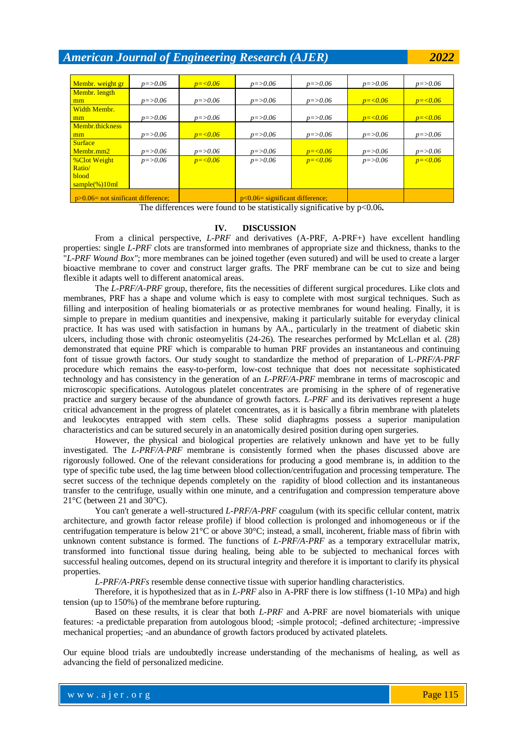| Membr. weight gr | p=>0.06 | p=<0.06 | p=>0.06 | p=>0.06 | p=>0.06 | p=>0.06 |
|---|---|---|---|---|---|---|
| Membr. length mm | p=>0.06 | p=>0.06 | p=>0.06 | p=>0.06 | p=<0.06 | p=<0.06 |
| Width Membr. mm | p=>0.06 | p=>0.06 | p=>0.06 | p=>0.06 | p=<0.06 | p=<0.06 |
| Membr.thickness mm | p=>0.06 | p=<0.06 | p=>0.06 | p=>0.06 | p=>0.06 | p=>0.06 |
| Surface Membr.mm2 | p=>0.06 | p=>0.06 | p=>0.06 | p=<0.06 | p=>0.06 | p=>0.06 |
| %Clot Weight Ratio/ blood sample(%)10ml | p=>0.06 | p=<0.06 | p=>0.06 | p=<0.06 | p=>0.06 | p=<0.06 |
| p>0.06= not sinificant difference; | | | p<0.06= significant difference; | | | |

The differences were found to be statistically significative by p<0.06**.**

## IV. DISCUSSION

From a clinical perspective, *L-PRF* and derivatives (A-PRF, A-PRF+) have excellent handling properties: single *L-PRF* clots are transformed into membranes of appropriate size and thickness, thanks to the "*L-PRF Wound Box"*; more membranes can be joined together (even sutured) and will be used to create a larger bioactive membrane to cover and construct larger grafts. The PRF membrane can be cut to size and being flexible it adapts well to different anatomical areas.

The *L-PRF/A-PRF* group, therefore, fits the necessities of different surgical procedures. Like clots and membranes, PRF has a shape and volume which is easy to complete with most surgical techniques. Such as filling and interposition of healing biomaterials or as protective membranes for wound healing. Finally, it is simple to prepare in medium quantities and inexpensive, making it particularly suitable for everyday clinical practice. It has was used with satisfaction in humans by AA., particularly in the treatment of diabetic skin ulcers, including those with chronic osteomyelitis (24-26). The researches performed by McLellan et al. (28) demonstrated that equine PRF which is comparable to human PRF provides an instantaneous and continuing font of tissue growth factors. Our study sought to standardize the method of preparation of L-*PRF/A-PRF* procedure which remains the easy-to-perform, low-cost technique that does not necessitate sophisticated technology and has consistency in the generation of an *L-PRF/A-PRF* membrane in terms of macroscopic and microscopic specifications. Autologous platelet concentrates are promising in the sphere of regenerative practice and surgery because of the abundance of growth factors. *L-PRF* and its derivatives represent a huge critical advancement in the progress of platelet concentrates, as it is basically a fibrin membrane with platelets and leukocytes entrapped with stem cells. These solid diaphragms possess a superior manipulation characteristics and can be sutured securely in an anatomically desired position during open surgeries.

However, the physical and biological properties are relatively unknown and have yet to be fully investigated. The *L-PRF/A-PRF* membrane is consistently formed when the phases discussed above are rigorously followed. One of the relevant considerations for producing a good membrane is, in addition to the type of specific tube used, the lag time between blood collection/centrifugation and processing temperature. The secret success of the technique depends completely on the rapidity of blood collection and its instantaneous transfer to the centrifuge, usually within one minute, and a centrifugation and compression temperature above 21°C (between 21 and 30°C).

You can't generate a well-structured *L-PRF/A-PRF* coagulum (with its specific cellular content, matrix architecture, and growth factor release profile) if blood collection is prolonged and inhomogeneous or if the centrifugation temperature is below 21°C or above 30°C; instead, a small, incoherent, friable mass of fibrin with unknown content substance is formed. The functions of *L-PRF/A-PRF* as a temporary extracellular matrix, transformed into functional tissue during healing, being able to be subjected to mechanical forces with successful healing outcomes, depend on its structural integrity and therefore it is important to clarify its physical properties.

*L-PRF/A-PRFs* resemble dense connective tissue with superior handling characteristics.

Therefore, it is hypothesized that as in *L-PRF* also in A-PRF there is low stiffness (1-10 MPa) and high tension (up to 150%) of the membrane before rupturing.

Based on these results, it is clear that both *L-PRF* and A-PRF are novel biomaterials with unique features: -a predictable preparation from autologous blood; -simple protocol; -defined architecture; -impressive mechanical properties; -and an abundance of growth factors produced by activated platelets.

Our equine blood trials are undoubtedly increase understanding of the mechanisms of healing, as well as advancing the field of personalized medicine.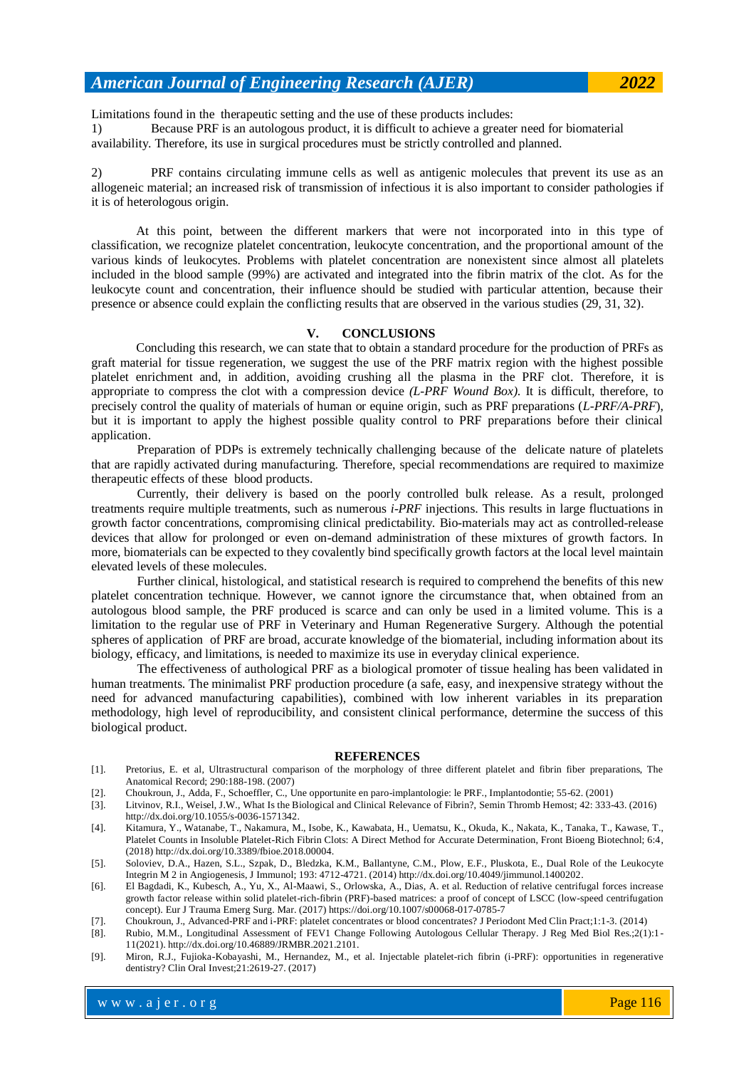Limitations found in the therapeutic setting and the use of these products includes:

1) Because PRF is an autologous product, it is difficult to achieve a greater need for biomaterial availability. Therefore, its use in surgical procedures must be strictly controlled and planned.

2) PRF contains circulating immune cells as well as antigenic molecules that prevent its use as an allogeneic material; an increased risk of transmission of infectious it is also important to consider pathologies if it is of heterologous origin.

At this point, between the different markers that were not incorporated into in this type of classification, we recognize platelet concentration, leukocyte concentration, and the proportional amount of the various kinds of leukocytes. Problems with platelet concentration are nonexistent since almost all platelets included in the blood sample (99%) are activated and integrated into the fibrin matrix of the clot. As for the leukocyte count and concentration, their influence should be studied with particular attention, because their presence or absence could explain the conflicting results that are observed in the various studies (29, 31, 32).

## V. CONCLUSIONS

Concluding this research, we can state that to obtain a standard procedure for the production of PRFs as graft material for tissue regeneration, we suggest the use of the PRF matrix region with the highest possible platelet enrichment and, in addition, avoiding crushing all the plasma in the PRF clot. Therefore, it is appropriate to compress the clot with a compression device *(L-PRF Wound Box)*. It is difficult, therefore, to precisely control the quality of materials of human or equine origin, such as PRF preparations (*L-PRF/A-PRF*), but it is important to apply the highest possible quality control to PRF preparations before their clinical application.

Preparation of PDPs is extremely technically challenging because of the delicate nature of platelets that are rapidly activated during manufacturing. Therefore, special recommendations are required to maximize therapeutic effects of these blood products.

Currently, their delivery is based on the poorly controlled bulk release. As a result, prolonged treatments require multiple treatments, such as numerous *i-PRF* injections. This results in large fluctuations in growth factor concentrations, compromising clinical predictability. Bio-materials may act as controlled-release devices that allow for prolonged or even on-demand administration of these mixtures of growth factors. In more, biomaterials can be expected to they covalently bind specifically growth factors at the local level maintain elevated levels of these molecules.

Further clinical, histological, and statistical research is required to comprehend the benefits of this new platelet concentration technique. However, we cannot ignore the circumstance that, when obtained from an autologous blood sample, the PRF produced is scarce and can only be used in a limited volume. This is a limitation to the regular use of PRF in Veterinary and Human Regenerative Surgery. Although the potential spheres of application of PRF are broad, accurate knowledge of the biomaterial, including information about its biology, efficacy, and limitations, is needed to maximize its use in everyday clinical experience.

The effectiveness of authological PRF as a biological promoter of tissue healing has been validated in human treatments. The minimalist PRF production procedure (a safe, easy, and inexpensive strategy without the need for advanced manufacturing capabilities), combined with low inherent variables in its preparation methodology, high level of reproducibility, and consistent clinical performance, determine the success of this biological product.

## REFERENCES

[1]. Pretorius, E. et al, Ultrastructural comparison of the morphology of three different platelet and fibrin fiber preparations, The Anatomical Record; 290:188-198. (2007)

[2]. Choukroun, J., Adda, F., Schoeffler, C., Une opportunite en paro-implantologie: le PRF., Implantodontie; 55-62. (2001)

[3]. Litvinov, R.I., Weisel, J.W., What Is the Biological and Clinical Relevance of Fibrin?, Semin Thromb Hemost; 42: 333-43. (2016) http://dx.doi.org/10.1055/s-0036-1571342.

[4]. Kitamura, Y., Watanabe, T., Nakamura, M., Isobe, K., Kawabata, H., Uematsu, K., Okuda, K., Nakata, K., Tanaka, T., Kawase, T., Platelet Counts in Insoluble Platelet-Rich Fibrin Clots: A Direct Method for Accurate Determination, Front Bioeng Biotechnol; 6:4, (2018) http://dx.doi.org/10.3389/fbioe.2018.00004.

[5]. Soloviev, D.A., Hazen, S.L., Szpak, D., Bledzka, K.M., Ballantyne, C.M., Plow, E.F., Pluskota, E., Dual Role of the Leukocyte Integrin M 2 in Angiogenesis, J Immunol; 193: 4712-4721. (2014) http://dx.doi.org/10.4049/jimmunol.1400202.

[6]. El Bagdadi, K., Kubesch, A., Yu, X., Al-Maawi, S., Orlowska, A., Dias, A. et al. Reduction of relative centrifugal forces increase growth factor release within solid platelet-rich-fibrin (PRF)-based matrices: a proof of concept of LSCC (low-speed centrifugation concept). Eur J Trauma Emerg Surg. Mar. (2017) https://doi.org/10.1007/s00068-017-0785-7

[7]. Choukroun, J., Advanced-PRF and i-PRF: platelet concentrates or blood concentrates? J Periodont Med Clin Pract;1:1-3. (2014)

[8]. Rubio, M.M., Longitudinal Assessment of FEV1 Change Following Autologous Cellular Therapy. J Reg Med Biol Res.;2(1):1-11(2021). http://dx.doi.org/10.46889/JRMBR.2021.2101.

[9]. Miron, R.J., Fujioka-Kobayashi, M., Hernandez, M., et al. Injectable platelet-rich fibrin (i-PRF): opportunities in regenerative dentistry? Clin Oral Invest;21:2619-27. (2017)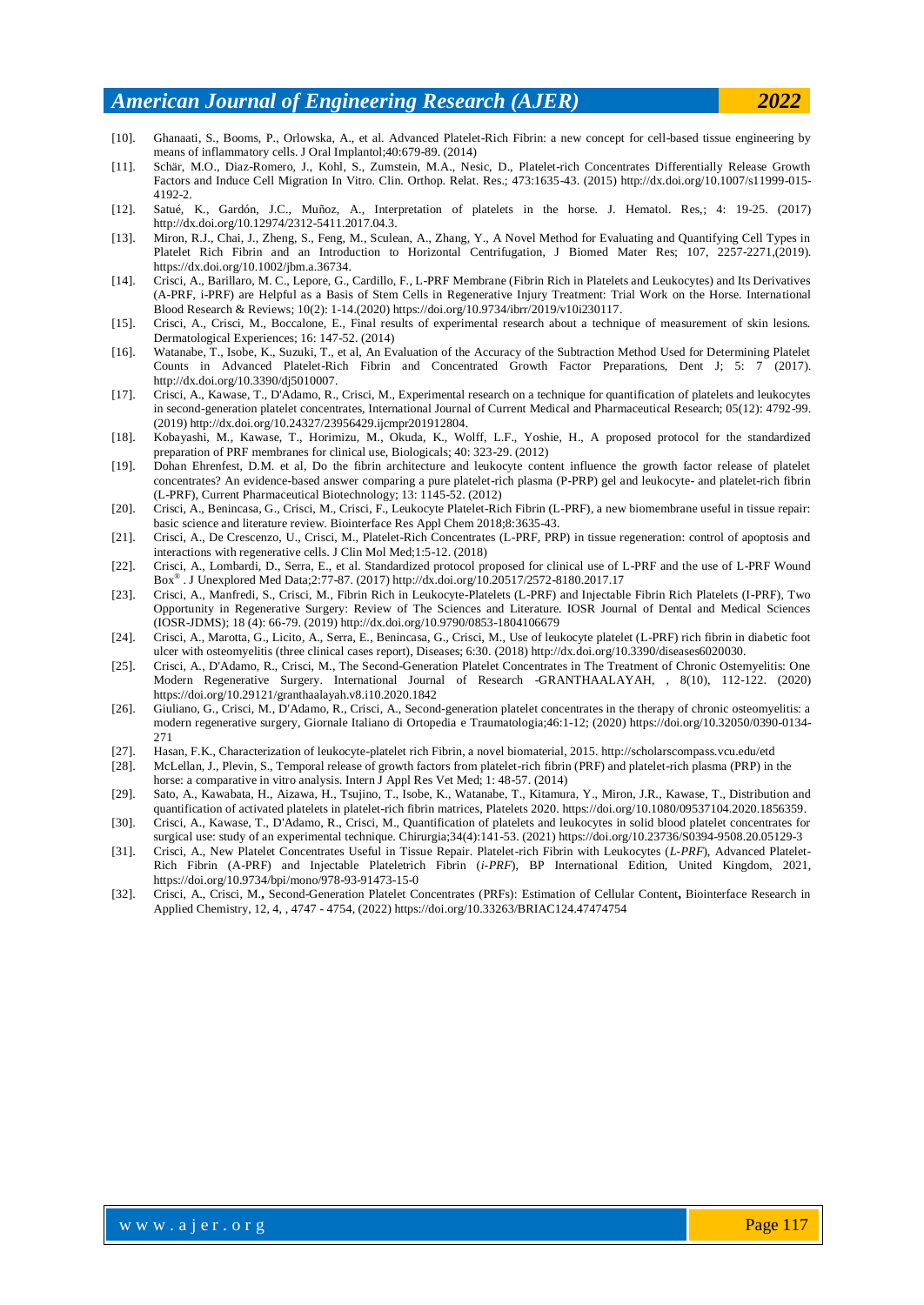[10]. Ghanaati, S., Booms, P., Orlowska, A., et al. Advanced Platelet-Rich Fibrin: a new concept for cell-based tissue engineering by means of inflammatory cells. J Oral Implantol;40:679-89. (2014)

[11]. Schär, M.O., Diaz-Romero, J., Kohl, S., Zumstein, M.A., Nesic, D., Platelet-rich Concentrates Differentially Release Growth Factors and Induce Cell Migration In Vitro. Clin. Orthop. Relat. Res.; 473:1635-43. (2015) http://dx.doi.org/10.1007/s11999-015-4192-2.

[12]. Satué, K., Gardón, J.C., Muñoz, A., Interpretation of platelets in the horse. J. Hematol. Res,; 4: 19-25. (2017) http://dx.doi.org/10.12974/2312-5411.2017.04.3.

[13]. Miron, R.J., Chai, J., Zheng, S., Feng, M., Sculean, A., Zhang, Y., A Novel Method for Evaluating and Quantifying Cell Types in Platelet Rich Fibrin and an Introduction to Horizontal Centrifugation, J Biomed Mater Res; 107, 2257-2271,(2019). https://dx.doi.org/10.1002/jbm.a.36734.

[14]. Crisci, A., Barillaro, M. C., Lepore, G., Cardillo, F., L-PRF Membrane (Fibrin Rich in Platelets and Leukocytes) and Its Derivatives (A-PRF, i-PRF) are Helpful as a Basis of Stem Cells in Regenerative Injury Treatment: Trial Work on the Horse. International Blood Research & Reviews; 10(2): 1-14.(2020) https://doi.org/10.9734/ibrr/2019/v10i230117.

[15]. Crisci, A., Crisci, M., Boccalone, E., Final results of experimental research about a technique of measurement of skin lesions. Dermatological Experiences; 16: 147-52. (2014)

[16]. Watanabe, T., Isobe, K., Suzuki, T., et al, An Evaluation of the Accuracy of the Subtraction Method Used for Determining Platelet Counts in Advanced Platelet-Rich Fibrin and Concentrated Growth Factor Preparations, Dent J; 5: 7 (2017). http://dx.doi.org/10.3390/dj5010007.

[17]. Crisci, A., Kawase, T., D'Adamo, R., Crisci, M., Experimental research on a technique for quantification of platelets and leukocytes in second-generation platelet concentrates, International Journal of Current Medical and Pharmaceutical Research; 05(12): 4792-99. (2019) http://dx.doi.org/10.24327/23956429.ijcmpr201912804.

[18]. Kobayashi, M., Kawase, T., Horimizu, M., Okuda, K., Wolff, L.F., Yoshie, H., A proposed protocol for the standardized preparation of PRF membranes for clinical use, Biologicals; 40: 323-29. (2012)

[19]. Dohan Ehrenfest, D.M. et al, Do the fibrin architecture and leukocyte content influence the growth factor release of platelet concentrates? An evidence-based answer comparing a pure platelet-rich plasma (P-PRP) gel and leukocyte- and platelet-rich fibrin (L-PRF), Current Pharmaceutical Biotechnology; 13: 1145-52. (2012)

[20]. Crisci, A., Benincasa, G., Crisci, M., Crisci, F., Leukocyte Platelet-Rich Fibrin (L-PRF), a new biomembrane useful in tissue repair: basic science and literature review. Biointerface Res Appl Chem 2018;8:3635-43.

[21]. Crisci, A., De Crescenzo, U., Crisci, M., Platelet-Rich Concentrates (L-PRF, PRP) in tissue regeneration: control of apoptosis and interactions with regenerative cells. J Clin Mol Med;1:5-12. (2018)

[22]. Crisci, A., Lombardi, D., Serra, E., et al. Standardized protocol proposed for clinical use of L-PRF and the use of L-PRF Wound Box®. J Unexplored Med Data;2:77-87. (2017) http://dx.doi.org/10.20517/2572-8180.2017.17

[23]. Crisci, A., Manfredi, S., Crisci, M., Fibrin Rich in Leukocyte-Platelets (L-PRF) and Injectable Fibrin Rich Platelets (I-PRF), Two Opportunity in Regenerative Surgery: Review of The Sciences and Literature. IOSR Journal of Dental and Medical Sciences (IOSR-JDMS); 18 (4): 66-79. (2019) http://dx.doi.org/10.9790/0853-1804106679

[24]. Crisci, A., Marotta, G., Licito, A., Serra, E., Benincasa, G., Crisci, M., Use of leukocyte platelet (L-PRF) rich fibrin in diabetic foot ulcer with osteomyelitis (three clinical cases report), Diseases; 6:30. (2018) http://dx.doi.org/10.3390/diseases6020030.

[25]. Crisci, A., D'Adamo, R., Crisci, M., The Second-Generation Platelet Concentrates in The Treatment of Chronic Ostemyelitis: One Modern Regenerative Surgery. International Journal of Research -GRANTHAALAYAH, , 8(10), 112-122. (2020) https://doi.org/10.29121/granthaalayah.v8.i10.2020.1842

[26]. Giuliano, G., Crisci, M., D'Adamo, R., Crisci, A., Second-generation platelet concentrates in the therapy of chronic osteomyelitis: a modern regenerative surgery, Giornale Italiano di Ortopedia e Traumatologia;46:1-12; (2020) https://doi.org/10.32050/0390-0134-271

[27]. Hasan, F.K., Characterization of leukocyte-platelet rich Fibrin, a novel biomaterial, 2015. http://scholarscompass.vcu.edu/etd

[28]. McLellan, J., Plevin, S., Temporal release of growth factors from platelet-rich fibrin (PRF) and platelet-rich plasma (PRP) in the horse: a comparative in vitro analysis. Intern J Appl Res Vet Med; 1: 48-57. (2014)

[29]. Sato, A., Kawabata, H., Aizawa, H., Tsujino, T., Isobe, K., Watanabe, T., Kitamura, Y., Miron, J.R., Kawase, T., Distribution and quantification of activated platelets in platelet-rich fibrin matrices, Platelets 2020. https://doi.org/10.1080/09537104.2020.1856359.

[30]. Crisci, A., Kawase, T., D'Adamo, R., Crisci, M., Quantification of platelets and leukocytes in solid blood platelet concentrates for surgical use: study of an experimental technique. Chirurgia;34(4):141-53. (2021) https://doi.org/10.23736/S0394-9508.20.05129-3

[31]. Crisci, A., New Platelet Concentrates Useful in Tissue Repair. Platelet-rich Fibrin with Leukocytes (*L-PRF*), Advanced Platelet-Rich Fibrin (A-PRF) and Injectable Plateletrich Fibrin (*i-PRF*), BP International Edition, United Kingdom, 2021, https://doi.org/10.9734/bpi/mono/978-93-91473-15-0

[32]. Crisci, A., Crisci, M.**,** Second-Generation Platelet Concentrates (PRFs): Estimation of Cellular Content**,** Biointerface Research in Applied Chemistry, 12, 4, , 4747 - 4754, (2022) https://doi.org/10.33263/BRIAC124.47474754